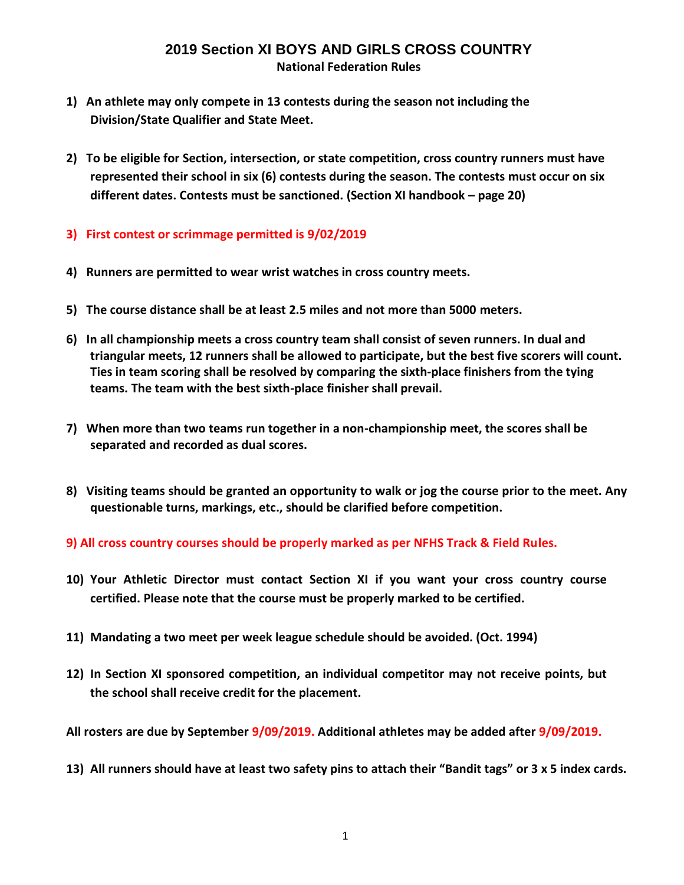# 2019 Section XI BOYS AND GIRLS CROSS COUNTRY

**National Federation Rules**

1) **An athlete may only compete in 13 contests during the season not including the Division/State Qualifier and State Meet.**

2) **To be eligible for Section, intersection, or state competition, cross country runners must have represented their school in six (6) contests during the season. The contests must occur on six different dates. Contests must be sanctioned. (Section XI handbook – page 20)**

3) **First contest or scrimmage permitted is 9/02/2019**

4) **Runners are permitted to wear wrist watches in cross country meets.**

5) **The course distance shall be at least 2.5 miles and not more than 5000 meters.**

6) **In all championship meets a cross country team shall consist of seven runners. In dual and triangular meets, 12 runners shall be allowed to participate, but the best five scorers will count. Ties in team scoring shall be resolved by comparing the sixth-place finishers from the tying teams. The team with the best sixth-place finisher shall prevail.**

7) **When more than two teams run together in a non-championship meet, the scores shall be separated and recorded as dual scores.**

8) **Visiting teams should be granted an opportunity to walk or jog the course prior to the meet. Any questionable turns, markings, etc., should be clarified before competition.**

9) **All cross country courses should be properly marked as per NFHS Track & Field Rules.**

10) **Your Athletic Director must contact Section XI if you want your cross country course certified. Please note that the course must be properly marked to be certified.**

11) **Mandating a two meet per week league schedule should be avoided. (Oct. 1994)**

12) **In Section XI sponsored competition, an individual competitor may not receive points, but the school shall receive credit for the placement.**

**All rosters are due by September 9/09/2019. Additional athletes may be added after 9/09/2019.**

13) **All runners should have at least two safety pins to attach their "Bandit tags" or 3 x 5 index cards.**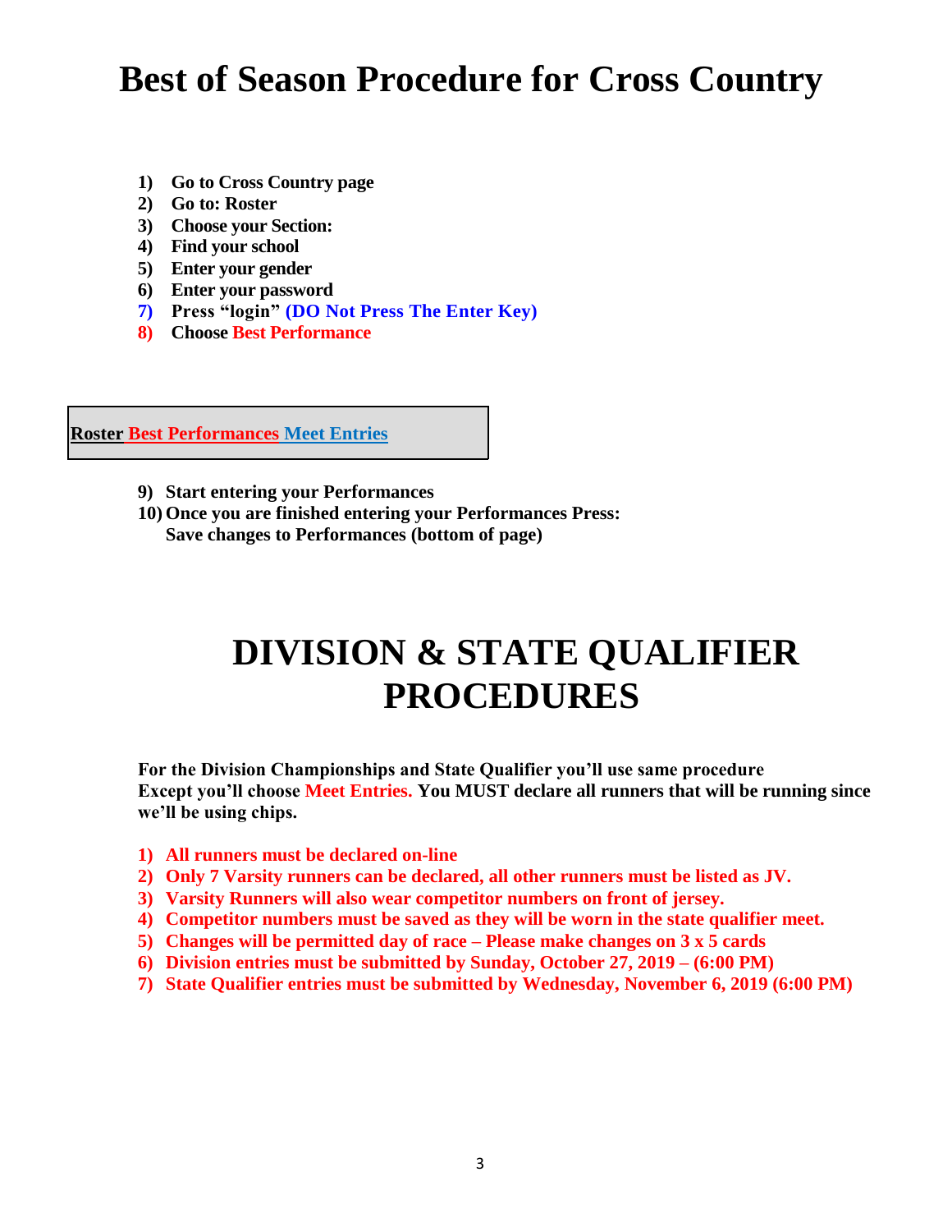# Best of Season Procedure for Cross Country

1) **Go to Cross Country page**
2) **Go to: Roster**
3) **Choose your Section:**
4) **Find your school**
5) **Enter your gender**
6) **Enter your password**
7) **Press "login" (DO Not Press The Enter Key)**
8) **Choose Best Performance**

**Roster Best Performances Meet Entries**

9) **Start entering your Performances**
10) **Once you are finished entering your Performances Press: Save changes to Performances (bottom of page)**

# DIVISION & STATE QUALIFIER PROCEDURES

**For the Division Championships and State Qualifier you'll use same procedure Except you'll choose Meet Entries. You MUST declare all runners that will be running since we'll be using chips.**

1) **All runners must be declared on-line**
2) **Only 7 Varsity runners can be declared, all other runners must be listed as JV.**
3) **Varsity Runners will also wear competitor numbers on front of jersey.**
4) **Competitor numbers must be saved as they will be worn in the state qualifier meet.**
5) **Changes will be permitted day of race – Please make changes on 3 x 5 cards**
6) **Division entries must be submitted by Sunday, October 27, 2019 – (6:00 PM)**
7) **State Qualifier entries must be submitted by Wednesday, November 6, 2019 (6:00 PM)**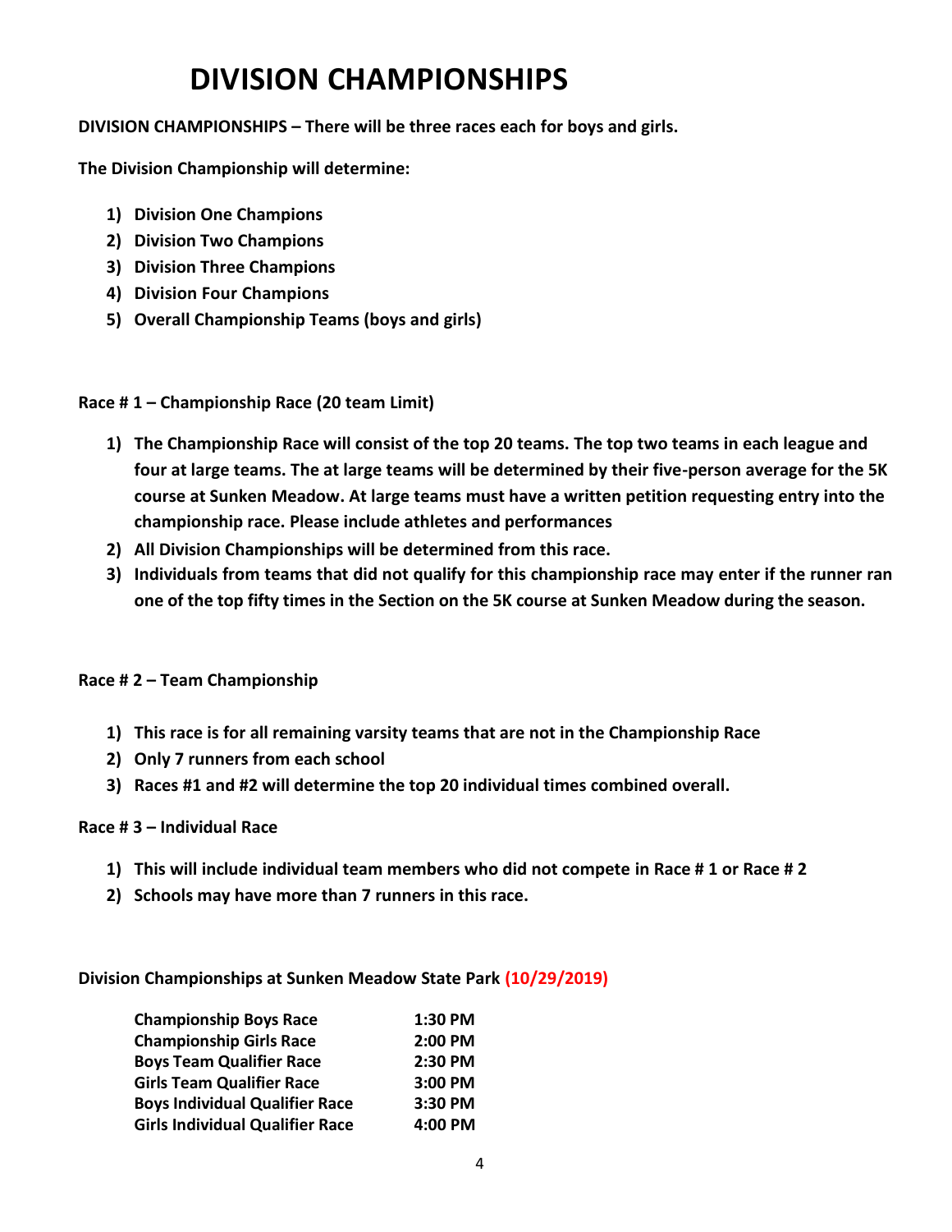# DIVISION CHAMPIONSHIPS

**DIVISION CHAMPIONSHIPS – There will be three races each for boys and girls.**

**The Division Championship will determine:**

1) **Division One Champions**
2) **Division Two Champions**
3) **Division Three Champions**
4) **Division Four Champions**
5) **Overall Championship Teams (boys and girls)**

**Race # 1 – Championship Race (20 team Limit)**

1) **The Championship Race will consist of the top 20 teams. The top two teams in each league and four at large teams. The at large teams will be determined by their five-person average for the 5K course at Sunken Meadow. At large teams must have a written petition requesting entry into the championship race. Please include athletes and performances**
2) **All Division Championships will be determined from this race.**
3) **Individuals from teams that did not qualify for this championship race may enter if the runner ran one of the top fifty times in the Section on the 5K course at Sunken Meadow during the season.**

**Race # 2 – Team Championship**

1) **This race is for all remaining varsity teams that are not in the Championship Race**
2) **Only 7 runners from each school**
3) **Races #1 and #2 will determine the top 20 individual times combined overall.**

**Race # 3 – Individual Race**

1) **This will include individual team members who did not compete in Race # 1 or Race # 2**
2) **Schools may have more than 7 runners in this race.**

**Division Championships at Sunken Meadow State Park (10/29/2019)**

| | |
|---|---|
| **Championship Boys Race** | **1:30 PM** |
| **Championship Girls Race** | **2:00 PM** |
| **Boys Team Qualifier Race** | **2:30 PM** |
| **Girls Team Qualifier Race** | **3:00 PM** |
| **Boys Individual Qualifier Race** | **3:30 PM** |
| **Girls Individual Qualifier Race** | **4:00 PM** |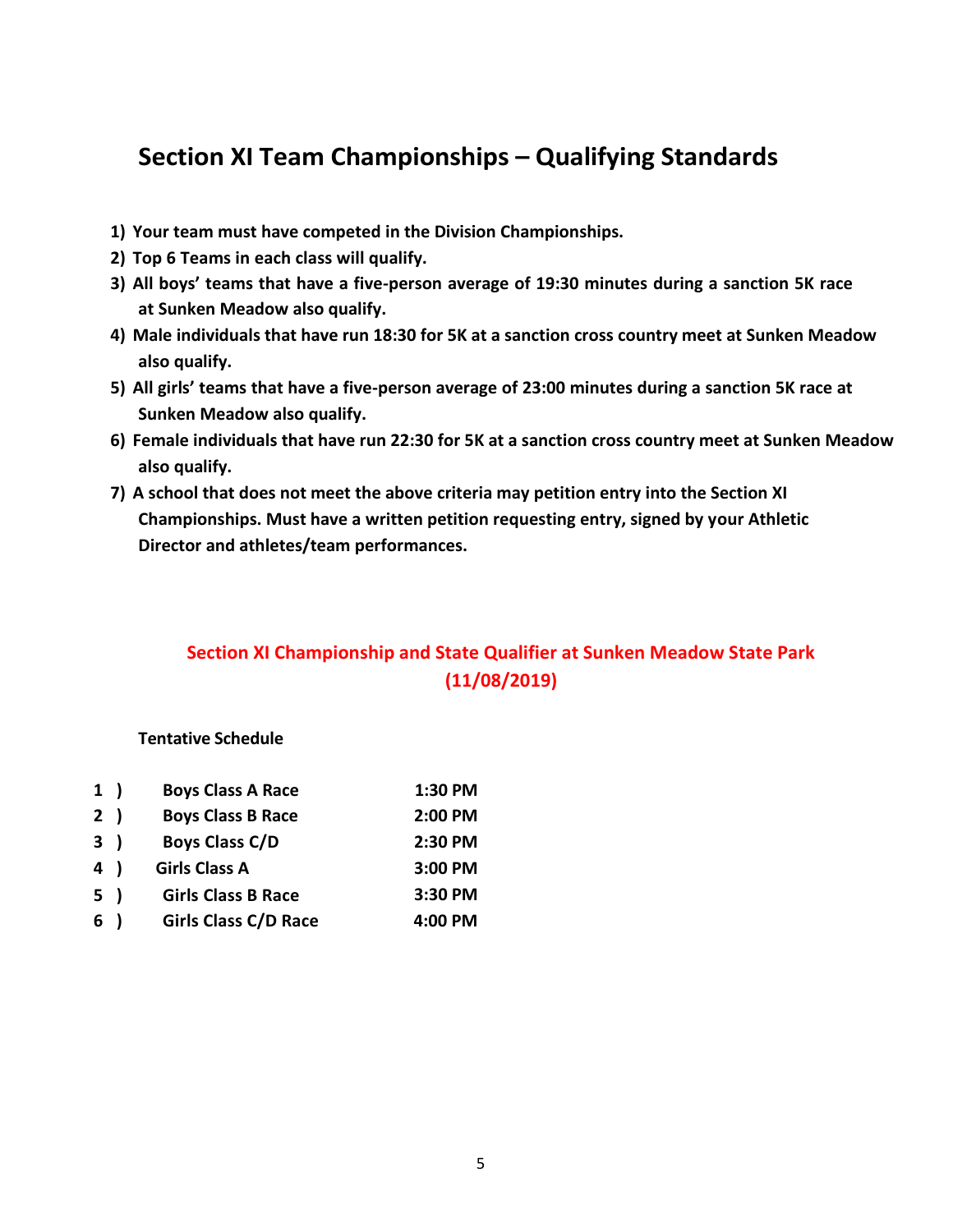## Section XI Team Championships – Qualifying Standards

1) **Your team must have competed in the Division Championships.**
2) **Top 6 Teams in each class will qualify.**
3) **All boys' teams that have a five-person average of 19:30 minutes during a sanction 5K race at Sunken Meadow also qualify.**
4) **Male individuals that have run 18:30 for 5K at a sanction cross country meet at Sunken Meadow also qualify.**
5) **All girls' teams that have a five-person average of 23:00 minutes during a sanction 5K race at Sunken Meadow also qualify.**
6) **Female individuals that have run 22:30 for 5K at a sanction cross country meet at Sunken Meadow also qualify.**
7) **A school that does not meet the above criteria may petition entry into the Section XI Championships. Must have a written petition requesting entry, signed by your Athletic Director and athletes/team performances.**

### Section XI Championship and State Qualifier at Sunken Meadow State Park (11/08/2019)

**Tentative Schedule**

| | | |
|---|---|---|
| **1 )** | **Boys Class A Race** | **1:30 PM** |
| **2 )** | **Boys Class B Race** | **2:00 PM** |
| **3 )** | **Boys Class C/D** | **2:30 PM** |
| **4 )** | **Girls Class A** | **3:00 PM** |
| **5 )** | **Girls Class B Race** | **3:30 PM** |
| **6 )** | **Girls Class C/D Race** | **4:00 PM** |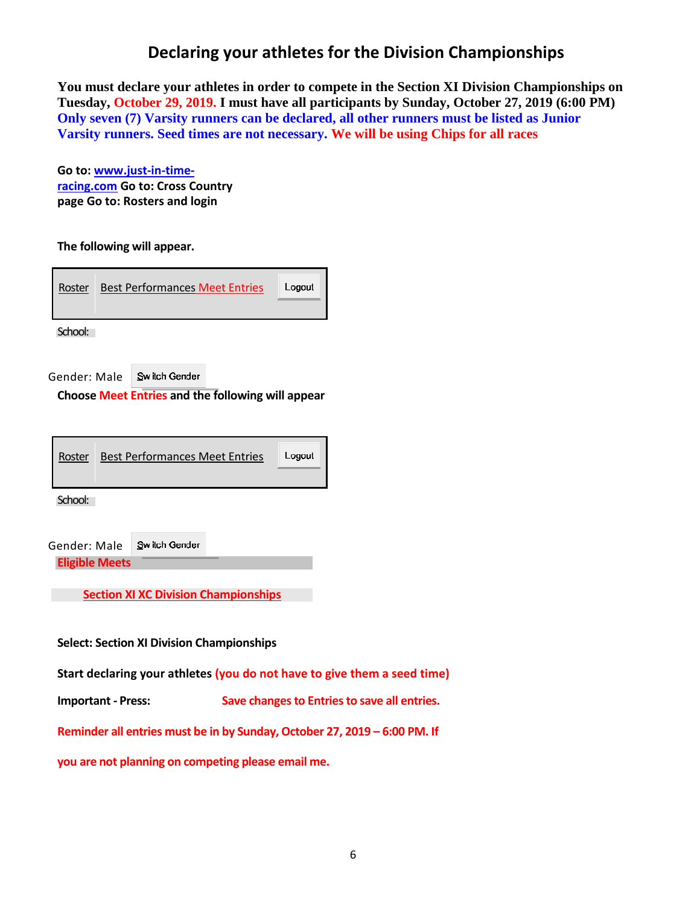# Declaring your athletes for the Division Championships

**You must declare your athletes in order to compete in the Section XI Division Championships on Tuesday, October 29, 2019. I must have all participants by Sunday, October 27, 2019 (6:00 PM) Only seven (7) Varsity runners can be declared, all other runners must be listed as Junior Varsity runners. Seed times are not necessary. We will be using Chips for all races**

**Go to: www.just-in-time-racing.com Go to: Cross Country page Go to: Rosters and login**

**The following will appear.**

Roster | Best Performances Meet Entries | Logout

School:

Gender: Male | Switch Gender

**Choose Meet Entries and the following will appear**

Roster | Best Performances Meet Entries | Logout

School:

Gender: Male | Switch Gender

**Eligible Meets**

**Section XI XC Division Championships**

**Select: Section XI Division Championships**

**Start declaring your athletes (you do not have to give them a seed time)**

**Important - Press: Save changes to Entries to save all entries.**

**Reminder all entries must be in by Sunday, October 27, 2019 – 6:00 PM. If you are not planning on competing please email me.**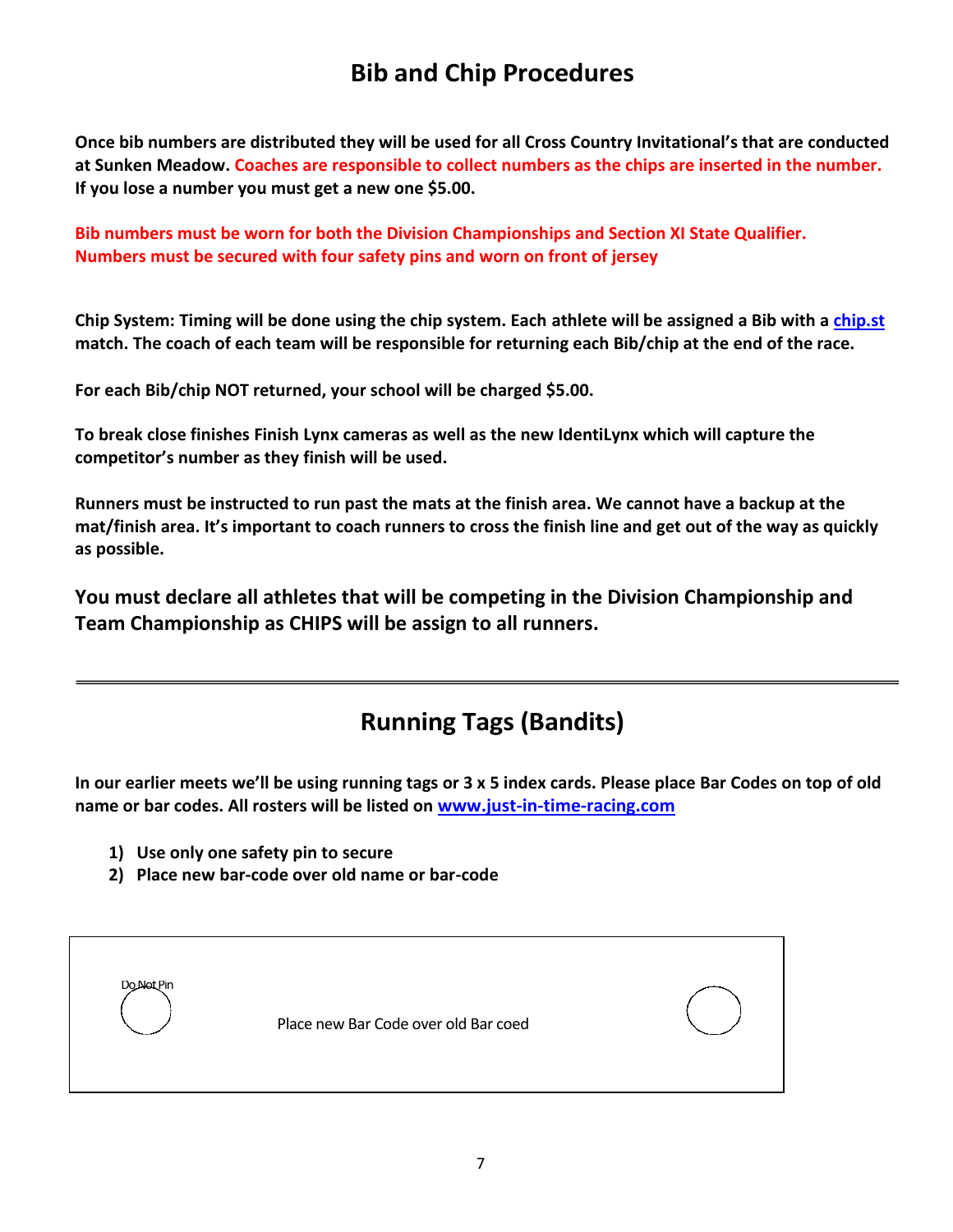# Bib and Chip Procedures

**Once bib numbers are distributed they will be used for all Cross Country Invitational's that are conducted at Sunken Meadow. Coaches are responsible to collect numbers as the chips are inserted in the number. If you lose a number you must get a new one $5.00.**

**Bib numbers must be worn for both the Division Championships and Section XI State Qualifier. Numbers must be secured with four safety pins and worn on front of jersey**

**Chip System: Timing will be done using the chip system. Each athlete will be assigned a Bib with a chip.st match. The coach of each team will be responsible for returning each Bib/chip at the end of the race.**

**For each Bib/chip NOT returned, your school will be charged $5.00.**

**To break close finishes Finish Lynx cameras as well as the new IdentiLynx which will capture the competitor's number as they finish will be used.**

**Runners must be instructed to run past the mats at the finish area. We cannot have a backup at the mat/finish area. It's important to coach runners to cross the finish line and get out of the way as quickly as possible.**

**You must declare all athletes that will be competing in the Division Championship and Team Championship as CHIPS will be assign to all runners.**

---

# Running Tags (Bandits)

**In our earlier meets we'll be using running tags or 3 x 5 index cards. Please place Bar Codes on top of old name or bar codes. All rosters will be listed on www.just-in-time-racing.com**

1) **Use only one safety pin to secure**
2) **Place new bar-code over old name or bar-code**

Do Not Pin

Place new Bar Code over old Bar coed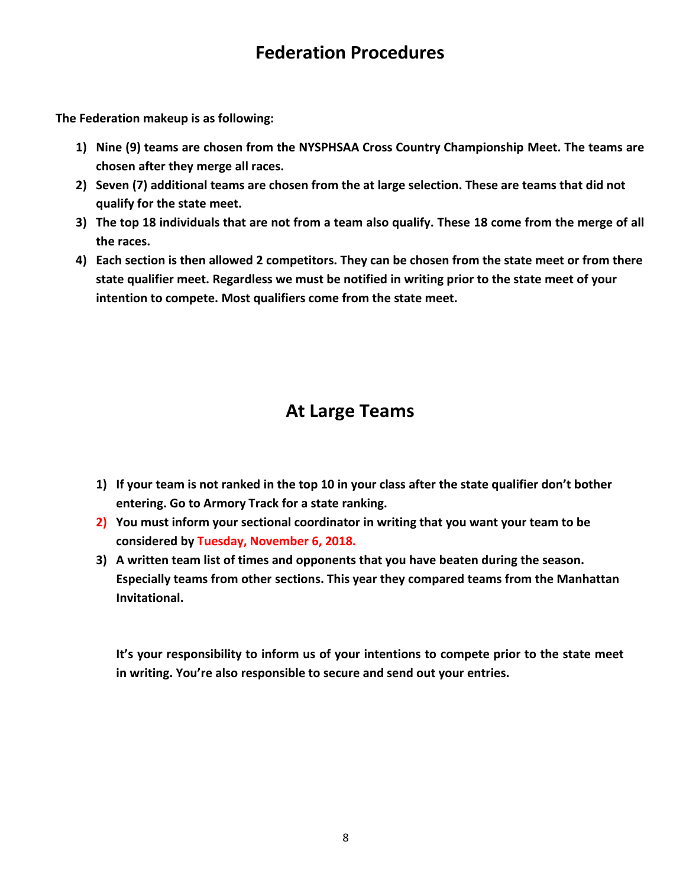# Federation Procedures

**The Federation makeup is as following:**

1) **Nine (9) teams are chosen from the NYSPHSAA Cross Country Championship Meet. The teams are chosen after they merge all races.**
2) **Seven (7) additional teams are chosen from the at large selection. These are teams that did not qualify for the state meet.**
3) **The top 18 individuals that are not from a team also qualify. These 18 come from the merge of all the races.**
4) **Each section is then allowed 2 competitors. They can be chosen from the state meet or from there state qualifier meet. Regardless we must be notified in writing prior to the state meet of your intention to compete. Most qualifiers come from the state meet.**

# At Large Teams

1) **If your team is not ranked in the top 10 in your class after the state qualifier don't bother entering. Go to Armory Track for a state ranking.**
2) **You must inform your sectional coordinator in writing that you want your team to be considered by Tuesday, November 6, 2018.**
3) **A written team list of times and opponents that you have beaten during the season. Especially teams from other sections. This year they compared teams from the Manhattan Invitational.**

**It's your responsibility to inform us of your intentions to compete prior to the state meet in writing. You're also responsible to secure and send out your entries.**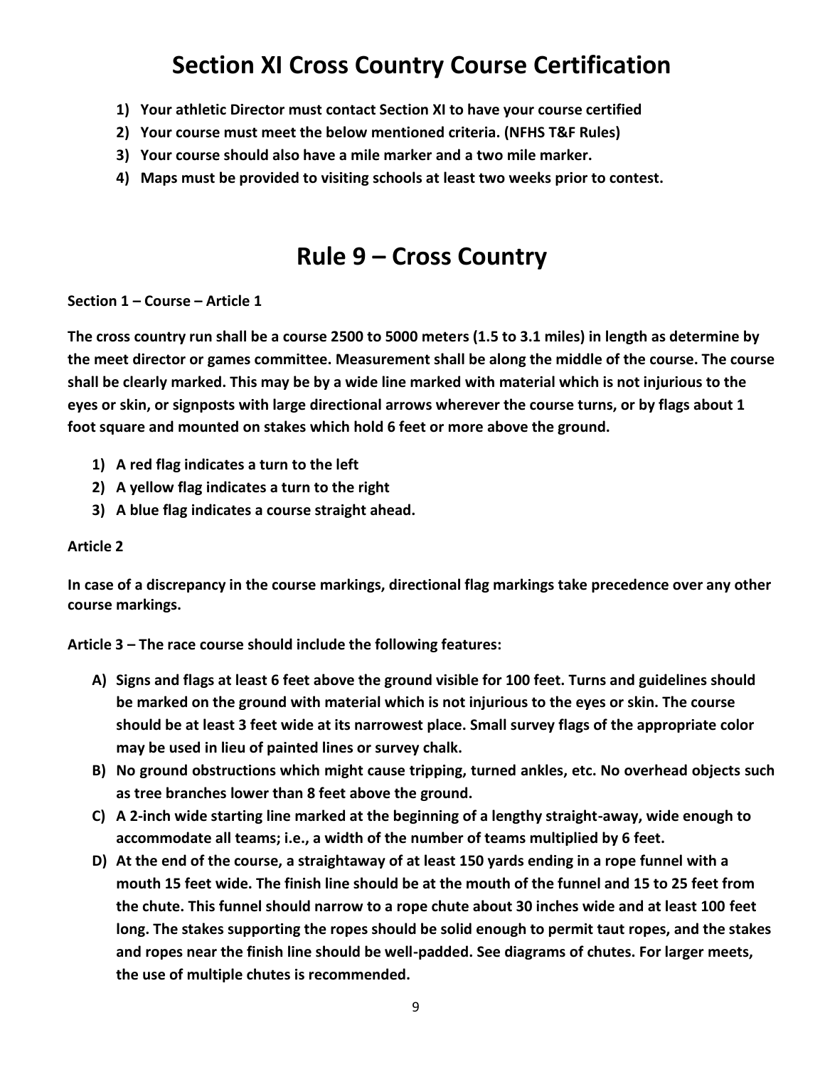# Section XI Cross Country Course Certification

1) **Your athletic Director must contact Section XI to have your course certified**
2) **Your course must meet the below mentioned criteria. (NFHS T&F Rules)**
3) **Your course should also have a mile marker and a two mile marker.**
4) **Maps must be provided to visiting schools at least two weeks prior to contest.**

# Rule 9 – Cross Country

**Section 1 – Course – Article 1**

**The cross country run shall be a course 2500 to 5000 meters (1.5 to 3.1 miles) in length as determine by the meet director or games committee. Measurement shall be along the middle of the course. The course shall be clearly marked. This may be by a wide line marked with material which is not injurious to the eyes or skin, or signposts with large directional arrows wherever the course turns, or by flags about 1 foot square and mounted on stakes which hold 6 feet or more above the ground.**

1) **A red flag indicates a turn to the left**
2) **A yellow flag indicates a turn to the right**
3) **A blue flag indicates a course straight ahead.**

**Article 2**

**In case of a discrepancy in the course markings, directional flag markings take precedence over any other course markings.**

**Article 3 – The race course should include the following features:**

A) **Signs and flags at least 6 feet above the ground visible for 100 feet. Turns and guidelines should be marked on the ground with material which is not injurious to the eyes or skin. The course should be at least 3 feet wide at its narrowest place. Small survey flags of the appropriate color may be used in lieu of painted lines or survey chalk.**
B) **No ground obstructions which might cause tripping, turned ankles, etc. No overhead objects such as tree branches lower than 8 feet above the ground.**
C) **A 2-inch wide starting line marked at the beginning of a lengthy straight-away, wide enough to accommodate all teams; i.e., a width of the number of teams multiplied by 6 feet.**
D) **At the end of the course, a straightaway of at least 150 yards ending in a rope funnel with a mouth 15 feet wide. The finish line should be at the mouth of the funnel and 15 to 25 feet from the chute. This funnel should narrow to a rope chute about 30 inches wide and at least 100 feet long. The stakes supporting the ropes should be solid enough to permit taut ropes, and the stakes and ropes near the finish line should be well-padded. See diagrams of chutes. For larger meets, the use of multiple chutes is recommended.**